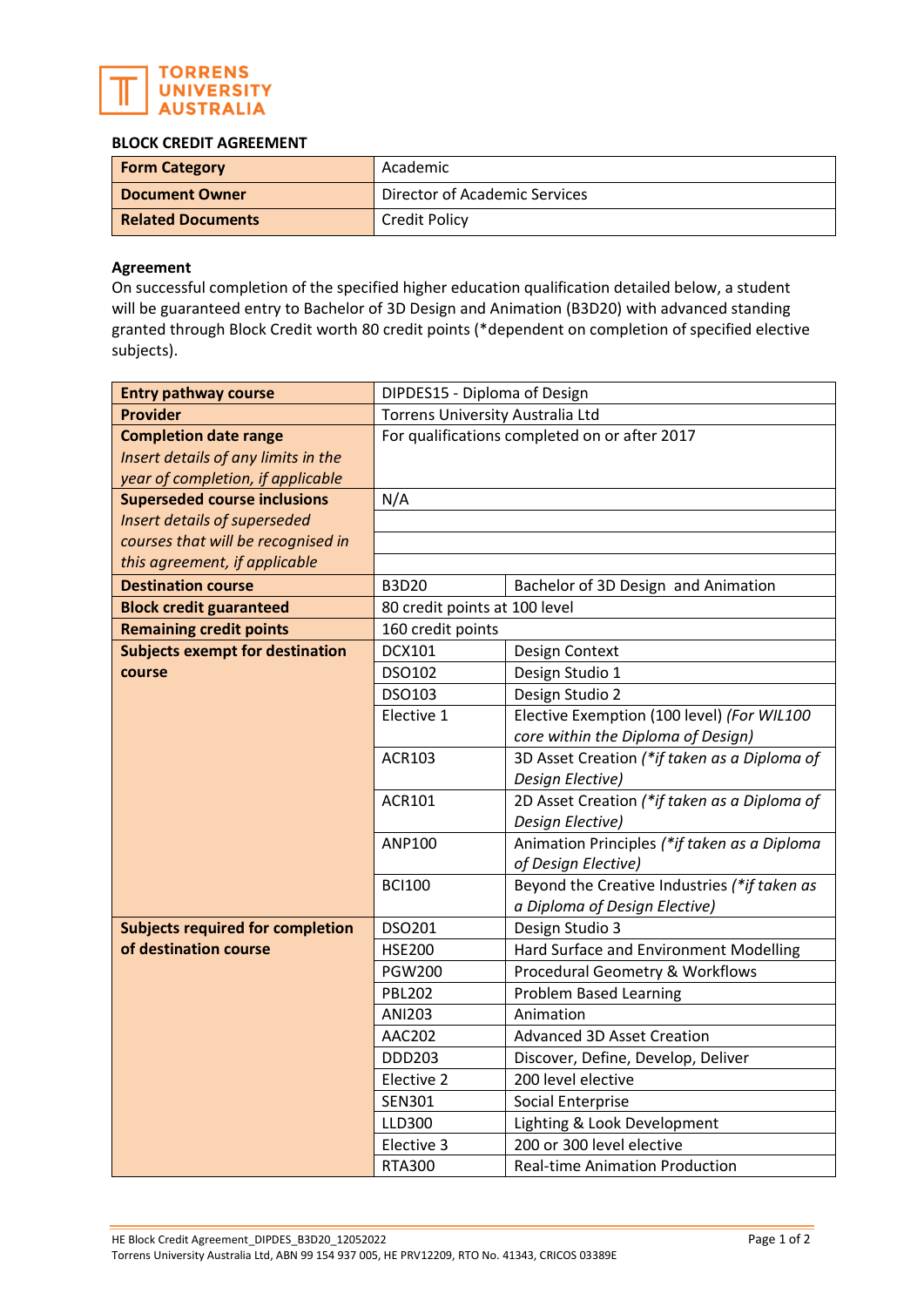TORRENS UNIVERSITY AUSTRALIA

**BLOCK CREDIT AGREEMENT**

| **Form Category** | Academic |
|---|---|
| **Document Owner** | Director of Academic Services |
| **Related Documents** | Credit Policy |

**Agreement**

On successful completion of the specified higher education qualification detailed below, a student will be guaranteed entry to Bachelor of 3D Design and Animation (B3D20) with advanced standing granted through Block Credit worth 80 credit points (*dependent on completion of specified elective subjects).

| | | |
|---|---|---|
| **Entry pathway course** | DIPDES15 - Diploma of Design | |
| **Provider** | Torrens University Australia Ltd | |
| **Completion date range** *Insert details of any limits in the year of completion, if applicable* | For qualifications completed on or after 2017 | |
| **Superseded course inclusions** *Insert details of superseded courses that will be recognised in this agreement, if applicable* | N/A | |
| **Destination course** | B3D20 | Bachelor of 3D Design and Animation |
| **Block credit guaranteed** | 80 credit points at 100 level | |
| **Remaining credit points** | 160 credit points | |
| **Subjects exempt for destination course** | DCX101 | Design Context |
| | DSO102 | Design Studio 1 |
| | DSO103 | Design Studio 2 |
| | Elective 1 | Elective Exemption (100 level) *(For WIL100 core within the Diploma of Design)* |
| | ACR103 | 3D Asset Creation *(*if taken as a Diploma of Design Elective)* |
| | ACR101 | 2D Asset Creation *(*if taken as a Diploma of Design Elective)* |
| | ANP100 | Animation Principles *(*if taken as a Diploma of Design Elective)* |
| | BCI100 | Beyond the Creative Industries *(*if taken as a Diploma of Design Elective)* |
| **Subjects required for completion of destination course** | DSO201 | Design Studio 3 |
| | HSE200 | Hard Surface and Environment Modelling |
| | PGW200 | Procedural Geometry & Workflows |
| | PBL202 | Problem Based Learning |
| | ANI203 | Animation |
| | AAC202 | Advanced 3D Asset Creation |
| | DDD203 | Discover, Define, Develop, Deliver |
| | Elective 2 | 200 level elective |
| | SEN301 | Social Enterprise |
| | LLD300 | Lighting & Look Development |
| | Elective 3 | 200 or 300 level elective |
| | RTA300 | Real-time Animation Production |

HE Block Credit Agreement_DIPDES_B3D20_12052022

Torrens University Australia Ltd, ABN 99 154 937 005, HE PRV12209, RTO No. 41343, CRICOS 03389E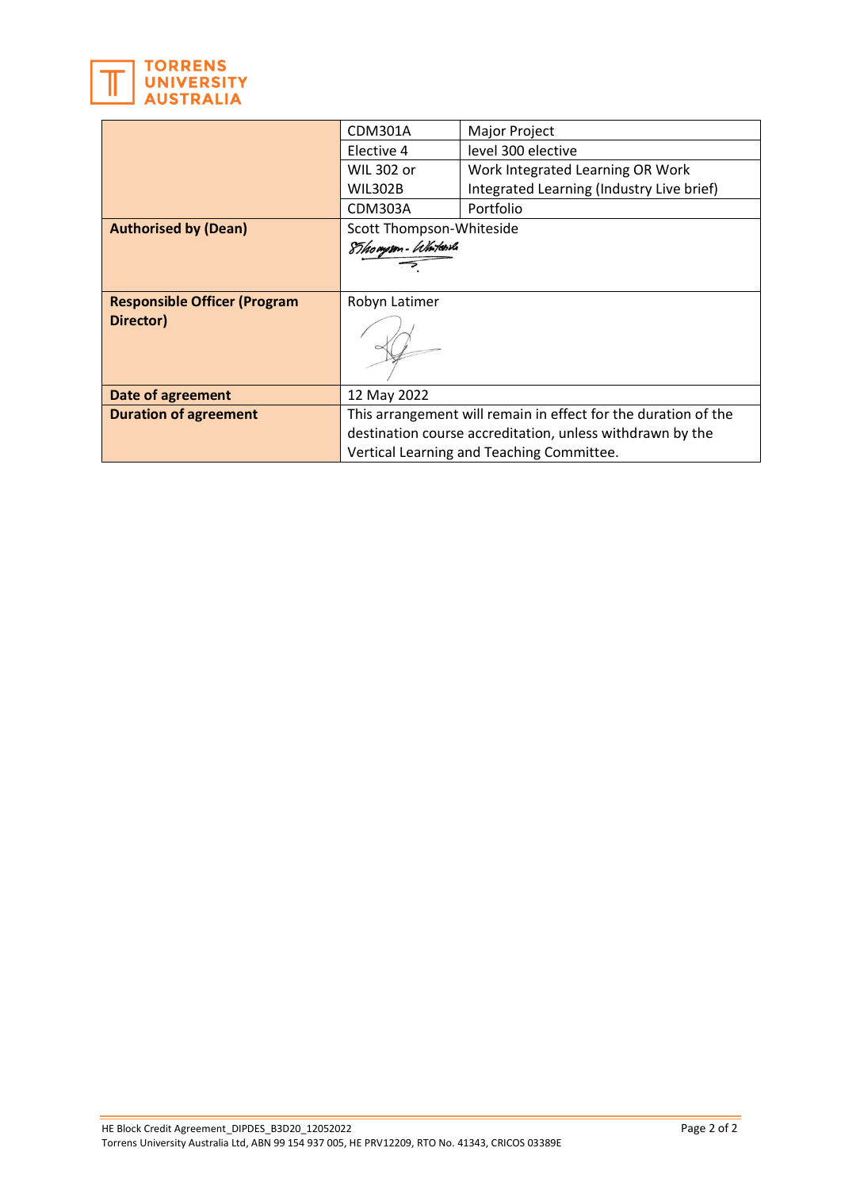| | | |
|---|---|---|
| | CDM301A | Major Project |
| | Elective 4 | level 300 elective |
| | WIL 302 or WIL302B | Work Integrated Learning OR Work Integrated Learning (Industry Live brief) |
| | CDM303A | Portfolio |
| **Authorised by (Dean)** | Scott Thompson-Whiteside | |
| **Responsible Officer (Program Director)** | Robyn Latimer | |
| **Date of agreement** | 12 May 2022 | |
| **Duration of agreement** | This arrangement will remain in effect for the duration of the destination course accreditation, unless withdrawn by the Vertical Learning and Teaching Committee. | |

HE Block Credit Agreement_DIPDES_B3D20_12052022

Torrens University Australia Ltd, ABN 99 154 937 005, HE PRV12209, RTO No. 41343, CRICOS 03389E